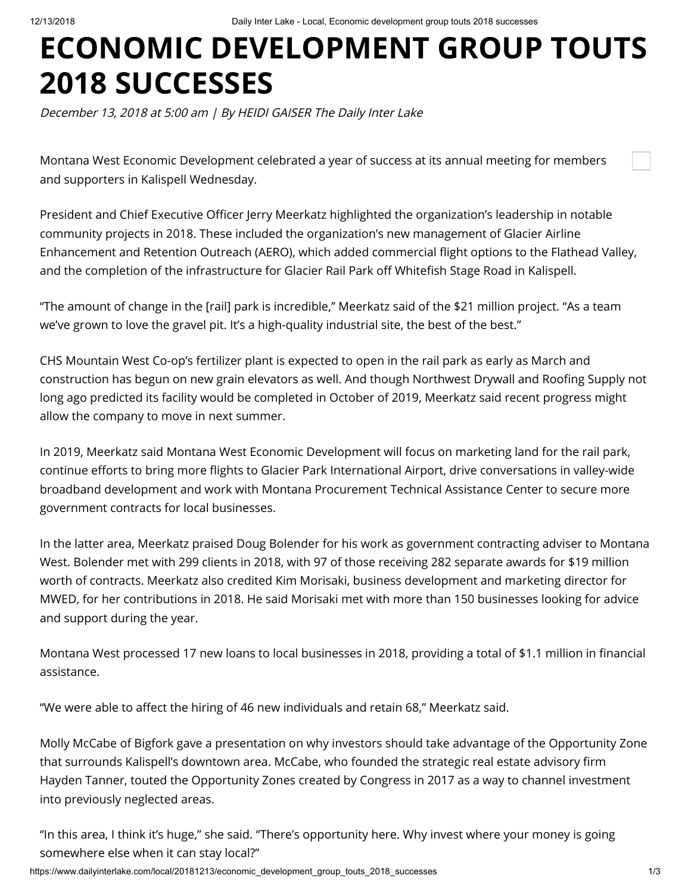# ECONOMIC DEVELOPMENT GROUP TOUTS 2018 SUCCESSES

*December 13, 2018 at 5:00 am | By HEIDI GAISER The Daily Inter Lake*

Montana West Economic Development celebrated a year of success at its annual meeting for members and supporters in Kalispell Wednesday.

President and Chief Executive Officer Jerry Meerkatz highlighted the organization's leadership in notable community projects in 2018. These included the organization's new management of Glacier Airline Enhancement and Retention Outreach (AERO), which added commercial flight options to the Flathead Valley, and the completion of the infrastructure for Glacier Rail Park off Whitefish Stage Road in Kalispell.

"The amount of change in the [rail] park is incredible," Meerkatz said of the $21 million project. "As a team we've grown to love the gravel pit. It's a high-quality industrial site, the best of the best."

CHS Mountain West Co-op's fertilizer plant is expected to open in the rail park as early as March and construction has begun on new grain elevators as well. And though Northwest Drywall and Roofing Supply not long ago predicted its facility would be completed in October of 2019, Meerkatz said recent progress might allow the company to move in next summer.

In 2019, Meerkatz said Montana West Economic Development will focus on marketing land for the rail park, continue efforts to bring more flights to Glacier Park International Airport, drive conversations in valley-wide broadband development and work with Montana Procurement Technical Assistance Center to secure more government contracts for local businesses.

In the latter area, Meerkatz praised Doug Bolender for his work as government contracting adviser to Montana West. Bolender met with 299 clients in 2018, with 97 of those receiving 282 separate awards for $19 million worth of contracts. Meerkatz also credited Kim Morisaki, business development and marketing director for MWED, for her contributions in 2018. He said Morisaki met with more than 150 businesses looking for advice and support during the year.

Montana West processed 17 new loans to local businesses in 2018, providing a total of $1.1 million in financial assistance.

"We were able to affect the hiring of 46 new individuals and retain 68," Meerkatz said.

Molly McCabe of Bigfork gave a presentation on why investors should take advantage of the Opportunity Zone that surrounds Kalispell's downtown area. McCabe, who founded the strategic real estate advisory firm Hayden Tanner, touted the Opportunity Zones created by Congress in 2017 as a way to channel investment into previously neglected areas.

"In this area, I think it's huge," she said. "There's opportunity here. Why invest where your money is going somewhere else when it can stay local?"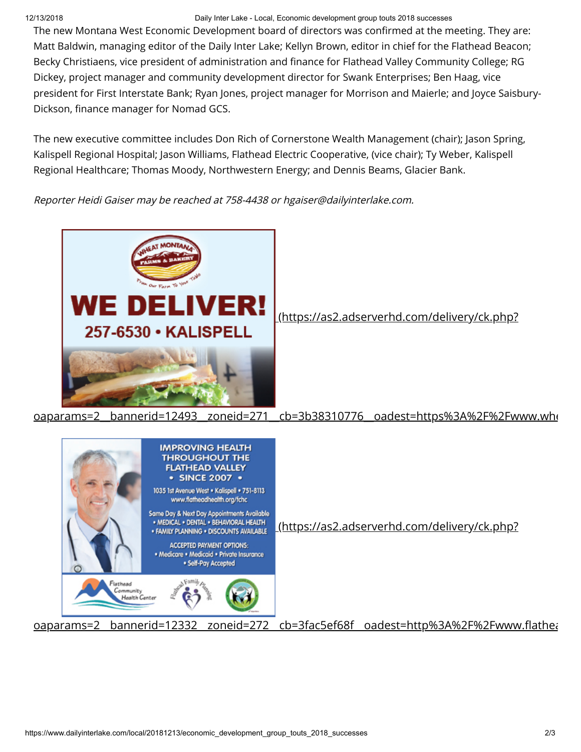The new Montana West Economic Development board of directors was confirmed at the meeting. They are: Matt Baldwin, managing editor of the Daily Inter Lake; Kellyn Brown, editor in chief for the Flathead Beacon; Becky Christiaens, vice president of administration and finance for Flathead Valley Community College; RG Dickey, project manager and community development director for Swank Enterprises; Ben Haag, vice president for First Interstate Bank; Ryan Jones, project manager for Morrison and Maierle; and Joyce Saisbury-Dickson, finance manager for Nomad GCS.

The new executive committee includes Don Rich of Cornerstone Wealth Management (chair); Jason Spring, Kalispell Regional Hospital; Jason Williams, Flathead Electric Cooperative, (vice chair); Ty Weber, Kalispell Regional Healthcare; Thomas Moody, Northwestern Energy; and Dennis Beams, Glacier Bank.

*Reporter Heidi Gaiser may be reached at 758-4438 or hgaiser@dailyinterlake.com.*

(https://as2.adserverhd.com/delivery/ck.php?oaparams=2__bannerid=12493__zoneid=271__cb=3b38310776__oadest=https%3A%2F%2Fwww.whe

(https://as2.adserverhd.com/delivery/ck.php?oaparams=2__bannerid=12332__zoneid=272__cb=3fac5ef68f__oadest=http%3A%2F%2Fwww.flathea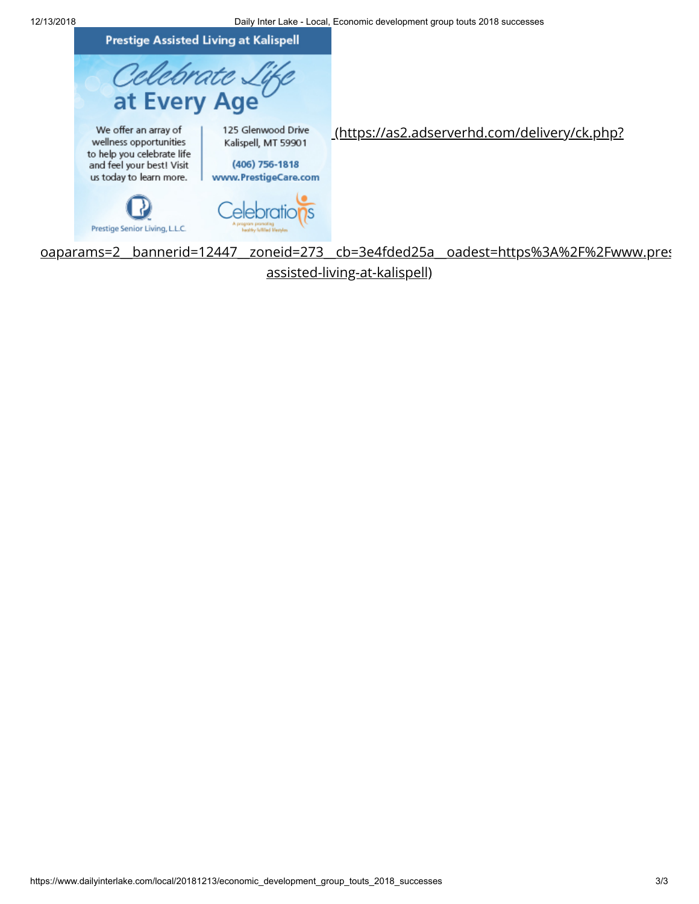Prestige Assisted Living at Kalispell

Celebrate Life at Every Age

We offer an array of wellness opportunities to help you celebrate life and feel your best! Visit us today to learn more.

125 Glenwood Drive
Kalispell, MT 59901

(406) 756-1818
www.PrestigeCare.com

Prestige Senior Living, L.L.C.

Celebrations

(https://as2.adserverhd.com/delivery/ck.php?oaparams=2__bannerid=12447__zoneid=273__cb=3e4fded25a__oadest=https%3A%2F%2Fwww.pres assisted-living-at-kalispell)